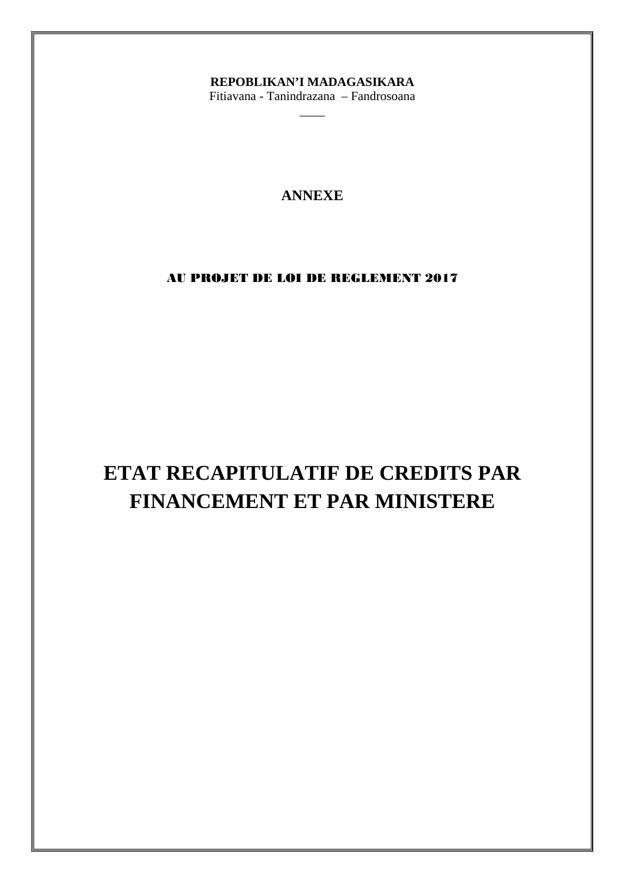**REPOBLIKAN'I MADAGASIKARA**

Fitiavana - Tanindrazana – Fandrosoana

____

**ANNEXE**

**AU PROJET DE LOI DE REGLEMENT 2017**

# ETAT RECAPITULATIF DE CREDITS PAR FINANCEMENT ET PAR MINISTERE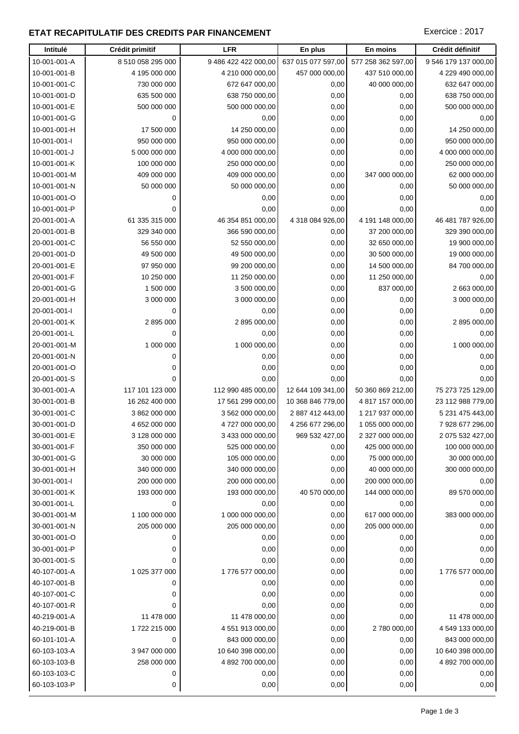## ETAT RECAPITULATIF DES CREDITS PAR FINANCEMENT

Exercice : 2017

| Intitulé | Crédit primitif | LFR | En plus | En moins | Crédit définitif |
|---|---|---|---|---|---|
| 10-001-001-A | 8 510 058 295 000 | 9 486 422 422 000,00 | 637 015 077 597,00 | 577 258 362 597,00 | 9 546 179 137 000,00 |
| 10-001-001-B | 4 195 000 000 | 4 210 000 000,00 | 457 000 000,00 | 437 510 000,00 | 4 229 490 000,00 |
| 10-001-001-C | 730 000 000 | 672 647 000,00 | 0,00 | 40 000 000,00 | 632 647 000,00 |
| 10-001-001-D | 635 500 000 | 638 750 000,00 | 0,00 | 0,00 | 638 750 000,00 |
| 10-001-001-E | 500 000 000 | 500 000 000,00 | 0,00 | 0,00 | 500 000 000,00 |
| 10-001-001-G | 0 | 0,00 | 0,00 | 0,00 | 0,00 |
| 10-001-001-H | 17 500 000 | 14 250 000,00 | 0,00 | 0,00 | 14 250 000,00 |
| 10-001-001-I | 950 000 000 | 950 000 000,00 | 0,00 | 0,00 | 950 000 000,00 |
| 10-001-001-J | 5 000 000 000 | 4 000 000 000,00 | 0,00 | 0,00 | 4 000 000 000,00 |
| 10-001-001-K | 100 000 000 | 250 000 000,00 | 0,00 | 0,00 | 250 000 000,00 |
| 10-001-001-M | 409 000 000 | 409 000 000,00 | 0,00 | 347 000 000,00 | 62 000 000,00 |
| 10-001-001-N | 50 000 000 | 50 000 000,00 | 0,00 | 0,00 | 50 000 000,00 |
| 10-001-001-O | 0 | 0,00 | 0,00 | 0,00 | 0,00 |
| 10-001-001-P | 0 | 0,00 | 0,00 | 0,00 | 0,00 |
| 20-001-001-A | 61 335 315 000 | 46 354 851 000,00 | 4 318 084 926,00 | 4 191 148 000,00 | 46 481 787 926,00 |
| 20-001-001-B | 329 340 000 | 366 590 000,00 | 0,00 | 37 200 000,00 | 329 390 000,00 |
| 20-001-001-C | 56 550 000 | 52 550 000,00 | 0,00 | 32 650 000,00 | 19 900 000,00 |
| 20-001-001-D | 49 500 000 | 49 500 000,00 | 0,00 | 30 500 000,00 | 19 000 000,00 |
| 20-001-001-E | 97 950 000 | 99 200 000,00 | 0,00 | 14 500 000,00 | 84 700 000,00 |
| 20-001-001-F | 10 250 000 | 11 250 000,00 | 0,00 | 11 250 000,00 | 0,00 |
| 20-001-001-G | 1 500 000 | 3 500 000,00 | 0,00 | 837 000,00 | 2 663 000,00 |
| 20-001-001-H | 3 000 000 | 3 000 000,00 | 0,00 | 0,00 | 3 000 000,00 |
| 20-001-001-I | 0 | 0,00 | 0,00 | 0,00 | 0,00 |
| 20-001-001-K | 2 895 000 | 2 895 000,00 | 0,00 | 0,00 | 2 895 000,00 |
| 20-001-001-L | 0 | 0,00 | 0,00 | 0,00 | 0,00 |
| 20-001-001-M | 1 000 000 | 1 000 000,00 | 0,00 | 0,00 | 1 000 000,00 |
| 20-001-001-N | 0 | 0,00 | 0,00 | 0,00 | 0,00 |
| 20-001-001-O | 0 | 0,00 | 0,00 | 0,00 | 0,00 |
| 20-001-001-S | 0 | 0,00 | 0,00 | 0,00 | 0,00 |
| 30-001-001-A | 117 101 123 000 | 112 990 485 000,00 | 12 644 109 341,00 | 50 360 869 212,00 | 75 273 725 129,00 |
| 30-001-001-B | 16 262 400 000 | 17 561 299 000,00 | 10 368 846 779,00 | 4 817 157 000,00 | 23 112 988 779,00 |
| 30-001-001-C | 3 862 000 000 | 3 562 000 000,00 | 2 887 412 443,00 | 1 217 937 000,00 | 5 231 475 443,00 |
| 30-001-001-D | 4 652 000 000 | 4 727 000 000,00 | 4 256 677 296,00 | 1 055 000 000,00 | 7 928 677 296,00 |
| 30-001-001-E | 3 128 000 000 | 3 433 000 000,00 | 969 532 427,00 | 2 327 000 000,00 | 2 075 532 427,00 |
| 30-001-001-F | 350 000 000 | 525 000 000,00 | 0,00 | 425 000 000,00 | 100 000 000,00 |
| 30-001-001-G | 30 000 000 | 105 000 000,00 | 0,00 | 75 000 000,00 | 30 000 000,00 |
| 30-001-001-H | 340 000 000 | 340 000 000,00 | 0,00 | 40 000 000,00 | 300 000 000,00 |
| 30-001-001-I | 200 000 000 | 200 000 000,00 | 0,00 | 200 000 000,00 | 0,00 |
| 30-001-001-K | 193 000 000 | 193 000 000,00 | 40 570 000,00 | 144 000 000,00 | 89 570 000,00 |
| 30-001-001-L | 0 | 0,00 | 0,00 | 0,00 | 0,00 |
| 30-001-001-M | 1 100 000 000 | 1 000 000 000,00 | 0,00 | 617 000 000,00 | 383 000 000,00 |
| 30-001-001-N | 205 000 000 | 205 000 000,00 | 0,00 | 205 000 000,00 | 0,00 |
| 30-001-001-O | 0 | 0,00 | 0,00 | 0,00 | 0,00 |
| 30-001-001-P | 0 | 0,00 | 0,00 | 0,00 | 0,00 |
| 30-001-001-S | 0 | 0,00 | 0,00 | 0,00 | 0,00 |
| 40-107-001-A | 1 025 377 000 | 1 776 577 000,00 | 0,00 | 0,00 | 1 776 577 000,00 |
| 40-107-001-B | 0 | 0,00 | 0,00 | 0,00 | 0,00 |
| 40-107-001-C | 0 | 0,00 | 0,00 | 0,00 | 0,00 |
| 40-107-001-R | 0 | 0,00 | 0,00 | 0,00 | 0,00 |
| 40-219-001-A | 11 478 000 | 11 478 000,00 | 0,00 | 0,00 | 11 478 000,00 |
| 40-219-001-B | 1 722 215 000 | 4 551 913 000,00 | 0,00 | 2 780 000,00 | 4 549 133 000,00 |
| 60-101-101-A | 0 | 843 000 000,00 | 0,00 | 0,00 | 843 000 000,00 |
| 60-103-103-A | 3 947 000 000 | 10 640 398 000,00 | 0,00 | 0,00 | 10 640 398 000,00 |
| 60-103-103-B | 258 000 000 | 4 892 700 000,00 | 0,00 | 0,00 | 4 892 700 000,00 |
| 60-103-103-C | 0 | 0,00 | 0,00 | 0,00 | 0,00 |
| 60-103-103-P | 0 | 0,00 | 0,00 | 0,00 | 0,00 |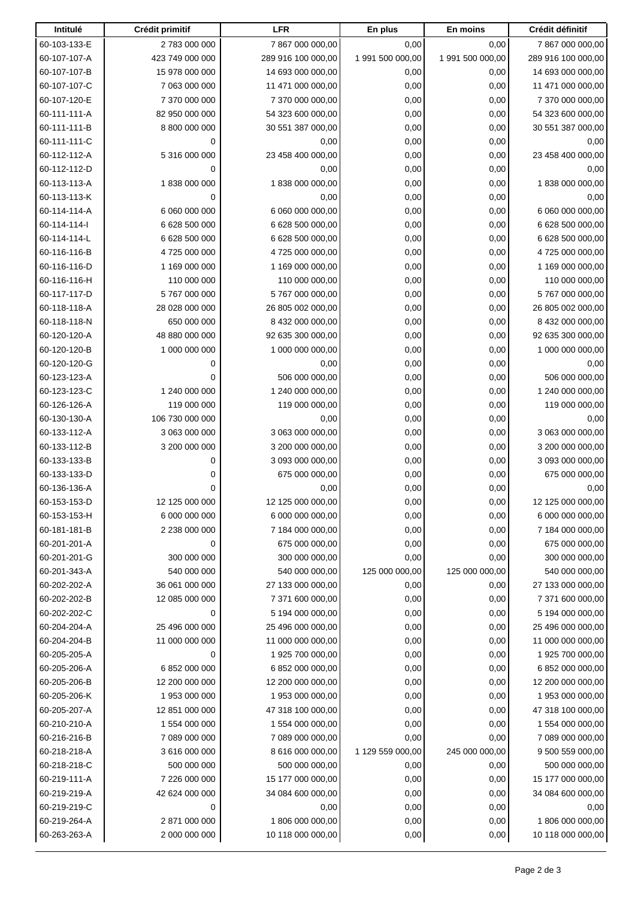| Intitulé | Crédit primitif | LFR | En plus | En moins | Crédit définitif |
|---|---|---|---|---|---|
| 60-103-133-E | 2 783 000 000 | 7 867 000 000,00 | 0,00 | 0,00 | 7 867 000 000,00 |
| 60-107-107-A | 423 749 000 000 | 289 916 100 000,00 | 1 991 500 000,00 | 1 991 500 000,00 | 289 916 100 000,00 |
| 60-107-107-B | 15 978 000 000 | 14 693 000 000,00 | 0,00 | 0,00 | 14 693 000 000,00 |
| 60-107-107-C | 7 063 000 000 | 11 471 000 000,00 | 0,00 | 0,00 | 11 471 000 000,00 |
| 60-107-120-E | 7 370 000 000 | 7 370 000 000,00 | 0,00 | 0,00 | 7 370 000 000,00 |
| 60-111-111-A | 82 950 000 000 | 54 323 600 000,00 | 0,00 | 0,00 | 54 323 600 000,00 |
| 60-111-111-B | 8 800 000 000 | 30 551 387 000,00 | 0,00 | 0,00 | 30 551 387 000,00 |
| 60-111-111-C | 0 | 0,00 | 0,00 | 0,00 | 0,00 |
| 60-112-112-A | 5 316 000 000 | 23 458 400 000,00 | 0,00 | 0,00 | 23 458 400 000,00 |
| 60-112-112-D | 0 | 0,00 | 0,00 | 0,00 | 0,00 |
| 60-113-113-A | 1 838 000 000 | 1 838 000 000,00 | 0,00 | 0,00 | 1 838 000 000,00 |
| 60-113-113-K | 0 | 0,00 | 0,00 | 0,00 | 0,00 |
| 60-114-114-A | 6 060 000 000 | 6 060 000 000,00 | 0,00 | 0,00 | 6 060 000 000,00 |
| 60-114-114-I | 6 628 500 000 | 6 628 500 000,00 | 0,00 | 0,00 | 6 628 500 000,00 |
| 60-114-114-L | 6 628 500 000 | 6 628 500 000,00 | 0,00 | 0,00 | 6 628 500 000,00 |
| 60-116-116-B | 4 725 000 000 | 4 725 000 000,00 | 0,00 | 0,00 | 4 725 000 000,00 |
| 60-116-116-D | 1 169 000 000 | 1 169 000 000,00 | 0,00 | 0,00 | 1 169 000 000,00 |
| 60-116-116-H | 110 000 000 | 110 000 000,00 | 0,00 | 0,00 | 110 000 000,00 |
| 60-117-117-D | 5 767 000 000 | 5 767 000 000,00 | 0,00 | 0,00 | 5 767 000 000,00 |
| 60-118-118-A | 28 028 000 000 | 26 805 002 000,00 | 0,00 | 0,00 | 26 805 002 000,00 |
| 60-118-118-N | 650 000 000 | 8 432 000 000,00 | 0,00 | 0,00 | 8 432 000 000,00 |
| 60-120-120-A | 48 880 000 000 | 92 635 300 000,00 | 0,00 | 0,00 | 92 635 300 000,00 |
| 60-120-120-B | 1 000 000 000 | 1 000 000 000,00 | 0,00 | 0,00 | 1 000 000 000,00 |
| 60-120-120-G | 0 | 0,00 | 0,00 | 0,00 | 0,00 |
| 60-123-123-A | 0 | 506 000 000,00 | 0,00 | 0,00 | 506 000 000,00 |
| 60-123-123-C | 1 240 000 000 | 1 240 000 000,00 | 0,00 | 0,00 | 1 240 000 000,00 |
| 60-126-126-A | 119 000 000 | 119 000 000,00 | 0,00 | 0,00 | 119 000 000,00 |
| 60-130-130-A | 106 730 000 000 | 0,00 | 0,00 | 0,00 | 0,00 |
| 60-133-112-A | 3 063 000 000 | 3 063 000 000,00 | 0,00 | 0,00 | 3 063 000 000,00 |
| 60-133-112-B | 3 200 000 000 | 3 200 000 000,00 | 0,00 | 0,00 | 3 200 000 000,00 |
| 60-133-133-B | 0 | 3 093 000 000,00 | 0,00 | 0,00 | 3 093 000 000,00 |
| 60-133-133-D | 0 | 675 000 000,00 | 0,00 | 0,00 | 675 000 000,00 |
| 60-136-136-A | 0 | 0,00 | 0,00 | 0,00 | 0,00 |
| 60-153-153-D | 12 125 000 000 | 12 125 000 000,00 | 0,00 | 0,00 | 12 125 000 000,00 |
| 60-153-153-H | 6 000 000 000 | 6 000 000 000,00 | 0,00 | 0,00 | 6 000 000 000,00 |
| 60-181-181-B | 2 238 000 000 | 7 184 000 000,00 | 0,00 | 0,00 | 7 184 000 000,00 |
| 60-201-201-A | 0 | 675 000 000,00 | 0,00 | 0,00 | 675 000 000,00 |
| 60-201-201-G | 300 000 000 | 300 000 000,00 | 0,00 | 0,00 | 300 000 000,00 |
| 60-201-343-A | 540 000 000 | 540 000 000,00 | 125 000 000,00 | 125 000 000,00 | 540 000 000,00 |
| 60-202-202-A | 36 061 000 000 | 27 133 000 000,00 | 0,00 | 0,00 | 27 133 000 000,00 |
| 60-202-202-B | 12 085 000 000 | 7 371 600 000,00 | 0,00 | 0,00 | 7 371 600 000,00 |
| 60-202-202-C | 0 | 5 194 000 000,00 | 0,00 | 0,00 | 5 194 000 000,00 |
| 60-204-204-A | 25 496 000 000 | 25 496 000 000,00 | 0,00 | 0,00 | 25 496 000 000,00 |
| 60-204-204-B | 11 000 000 000 | 11 000 000 000,00 | 0,00 | 0,00 | 11 000 000 000,00 |
| 60-205-205-A | 0 | 1 925 700 000,00 | 0,00 | 0,00 | 1 925 700 000,00 |
| 60-205-206-A | 6 852 000 000 | 6 852 000 000,00 | 0,00 | 0,00 | 6 852 000 000,00 |
| 60-205-206-B | 12 200 000 000 | 12 200 000 000,00 | 0,00 | 0,00 | 12 200 000 000,00 |
| 60-205-206-K | 1 953 000 000 | 1 953 000 000,00 | 0,00 | 0,00 | 1 953 000 000,00 |
| 60-205-207-A | 12 851 000 000 | 47 318 100 000,00 | 0,00 | 0,00 | 47 318 100 000,00 |
| 60-210-210-A | 1 554 000 000 | 1 554 000 000,00 | 0,00 | 0,00 | 1 554 000 000,00 |
| 60-216-216-B | 7 089 000 000 | 7 089 000 000,00 | 0,00 | 0,00 | 7 089 000 000,00 |
| 60-218-218-A | 3 616 000 000 | 8 616 000 000,00 | 1 129 559 000,00 | 245 000 000,00 | 9 500 559 000,00 |
| 60-218-218-C | 500 000 000 | 500 000 000,00 | 0,00 | 0,00 | 500 000 000,00 |
| 60-219-111-A | 7 226 000 000 | 15 177 000 000,00 | 0,00 | 0,00 | 15 177 000 000,00 |
| 60-219-219-A | 42 624 000 000 | 34 084 600 000,00 | 0,00 | 0,00 | 34 084 600 000,00 |
| 60-219-219-C | 0 | 0,00 | 0,00 | 0,00 | 0,00 |
| 60-219-264-A | 2 871 000 000 | 1 806 000 000,00 | 0,00 | 0,00 | 1 806 000 000,00 |
| 60-263-263-A | 2 000 000 000 | 10 118 000 000,00 | 0,00 | 0,00 | 10 118 000 000,00 |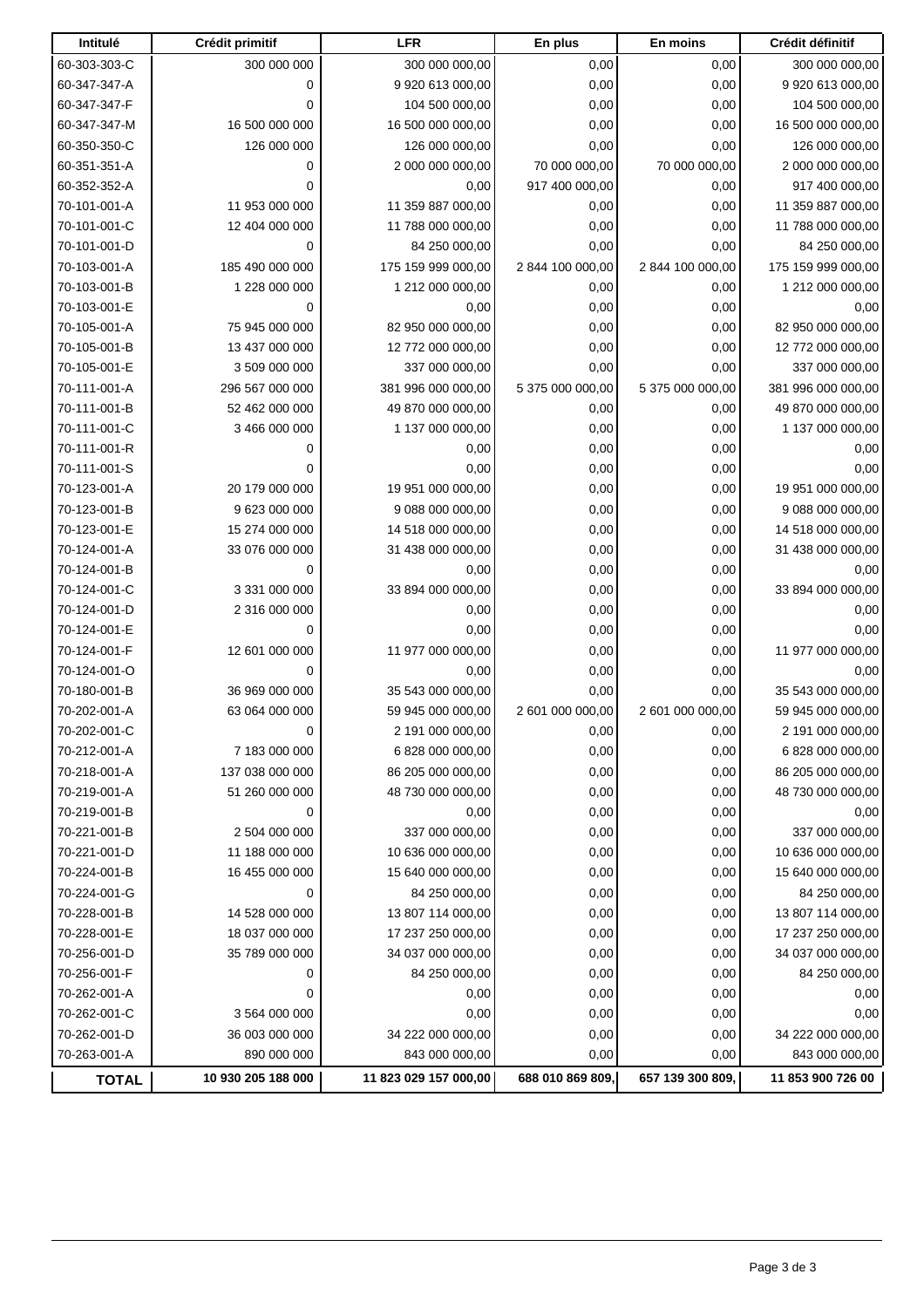| Intitulé | Crédit primitif | LFR | En plus | En moins | Crédit définitif |
|---|---|---|---|---|---|
| 60-303-303-C | 300 000 000 | 300 000 000,00 | 0,00 | 0,00 | 300 000 000,00 |
| 60-347-347-A | 0 | 9 920 613 000,00 | 0,00 | 0,00 | 9 920 613 000,00 |
| 60-347-347-F | 0 | 104 500 000,00 | 0,00 | 0,00 | 104 500 000,00 |
| 60-347-347-M | 16 500 000 000 | 16 500 000 000,00 | 0,00 | 0,00 | 16 500 000 000,00 |
| 60-350-350-C | 126 000 000 | 126 000 000,00 | 0,00 | 0,00 | 126 000 000,00 |
| 60-351-351-A | 0 | 2 000 000 000,00 | 70 000 000,00 | 70 000 000,00 | 2 000 000 000,00 |
| 60-352-352-A | 0 | 0,00 | 917 400 000,00 | 0,00 | 917 400 000,00 |
| 70-101-001-A | 11 953 000 000 | 11 359 887 000,00 | 0,00 | 0,00 | 11 359 887 000,00 |
| 70-101-001-C | 12 404 000 000 | 11 788 000 000,00 | 0,00 | 0,00 | 11 788 000 000,00 |
| 70-101-001-D | 0 | 84 250 000,00 | 0,00 | 0,00 | 84 250 000,00 |
| 70-103-001-A | 185 490 000 000 | 175 159 999 000,00 | 2 844 100 000,00 | 2 844 100 000,00 | 175 159 999 000,00 |
| 70-103-001-B | 1 228 000 000 | 1 212 000 000,00 | 0,00 | 0,00 | 1 212 000 000,00 |
| 70-103-001-E | 0 | 0,00 | 0,00 | 0,00 | 0,00 |
| 70-105-001-A | 75 945 000 000 | 82 950 000 000,00 | 0,00 | 0,00 | 82 950 000 000,00 |
| 70-105-001-B | 13 437 000 000 | 12 772 000 000,00 | 0,00 | 0,00 | 12 772 000 000,00 |
| 70-105-001-E | 3 509 000 000 | 337 000 000,00 | 0,00 | 0,00 | 337 000 000,00 |
| 70-111-001-A | 296 567 000 000 | 381 996 000 000,00 | 5 375 000 000,00 | 5 375 000 000,00 | 381 996 000 000,00 |
| 70-111-001-B | 52 462 000 000 | 49 870 000 000,00 | 0,00 | 0,00 | 49 870 000 000,00 |
| 70-111-001-C | 3 466 000 000 | 1 137 000 000,00 | 0,00 | 0,00 | 1 137 000 000,00 |
| 70-111-001-R | 0 | 0,00 | 0,00 | 0,00 | 0,00 |
| 70-111-001-S | 0 | 0,00 | 0,00 | 0,00 | 0,00 |
| 70-123-001-A | 20 179 000 000 | 19 951 000 000,00 | 0,00 | 0,00 | 19 951 000 000,00 |
| 70-123-001-B | 9 623 000 000 | 9 088 000 000,00 | 0,00 | 0,00 | 9 088 000 000,00 |
| 70-123-001-E | 15 274 000 000 | 14 518 000 000,00 | 0,00 | 0,00 | 14 518 000 000,00 |
| 70-124-001-A | 33 076 000 000 | 31 438 000 000,00 | 0,00 | 0,00 | 31 438 000 000,00 |
| 70-124-001-B | 0 | 0,00 | 0,00 | 0,00 | 0,00 |
| 70-124-001-C | 3 331 000 000 | 33 894 000 000,00 | 0,00 | 0,00 | 33 894 000 000,00 |
| 70-124-001-D | 2 316 000 000 | 0,00 | 0,00 | 0,00 | 0,00 |
| 70-124-001-E | 0 | 0,00 | 0,00 | 0,00 | 0,00 |
| 70-124-001-F | 12 601 000 000 | 11 977 000 000,00 | 0,00 | 0,00 | 11 977 000 000,00 |
| 70-124-001-O | 0 | 0,00 | 0,00 | 0,00 | 0,00 |
| 70-180-001-B | 36 969 000 000 | 35 543 000 000,00 | 0,00 | 0,00 | 35 543 000 000,00 |
| 70-202-001-A | 63 064 000 000 | 59 945 000 000,00 | 2 601 000 000,00 | 2 601 000 000,00 | 59 945 000 000,00 |
| 70-202-001-C | 0 | 2 191 000 000,00 | 0,00 | 0,00 | 2 191 000 000,00 |
| 70-212-001-A | 7 183 000 000 | 6 828 000 000,00 | 0,00 | 0,00 | 6 828 000 000,00 |
| 70-218-001-A | 137 038 000 000 | 86 205 000 000,00 | 0,00 | 0,00 | 86 205 000 000,00 |
| 70-219-001-A | 51 260 000 000 | 48 730 000 000,00 | 0,00 | 0,00 | 48 730 000 000,00 |
| 70-219-001-B | 0 | 0,00 | 0,00 | 0,00 | 0,00 |
| 70-221-001-B | 2 504 000 000 | 337 000 000,00 | 0,00 | 0,00 | 337 000 000,00 |
| 70-221-001-D | 11 188 000 000 | 10 636 000 000,00 | 0,00 | 0,00 | 10 636 000 000,00 |
| 70-224-001-B | 16 455 000 000 | 15 640 000 000,00 | 0,00 | 0,00 | 15 640 000 000,00 |
| 70-224-001-G | 0 | 84 250 000,00 | 0,00 | 0,00 | 84 250 000,00 |
| 70-228-001-B | 14 528 000 000 | 13 807 114 000,00 | 0,00 | 0,00 | 13 807 114 000,00 |
| 70-228-001-E | 18 037 000 000 | 17 237 250 000,00 | 0,00 | 0,00 | 17 237 250 000,00 |
| 70-256-001-D | 35 789 000 000 | 34 037 000 000,00 | 0,00 | 0,00 | 34 037 000 000,00 |
| 70-256-001-F | 0 | 84 250 000,00 | 0,00 | 0,00 | 84 250 000,00 |
| 70-262-001-A | 0 | 0,00 | 0,00 | 0,00 | 0,00 |
| 70-262-001-C | 3 564 000 000 | 0,00 | 0,00 | 0,00 | 0,00 |
| 70-262-001-D | 36 003 000 000 | 34 222 000 000,00 | 0,00 | 0,00 | 34 222 000 000,00 |
| 70-263-001-A | 890 000 000 | 843 000 000,00 | 0,00 | 0,00 | 843 000 000,00 |
| **TOTAL** | **10 930 205 188 000** | **11 823 029 157 000,00** | **688 010 869 809,** | **657 139 300 809,** | **11 853 900 726 00** |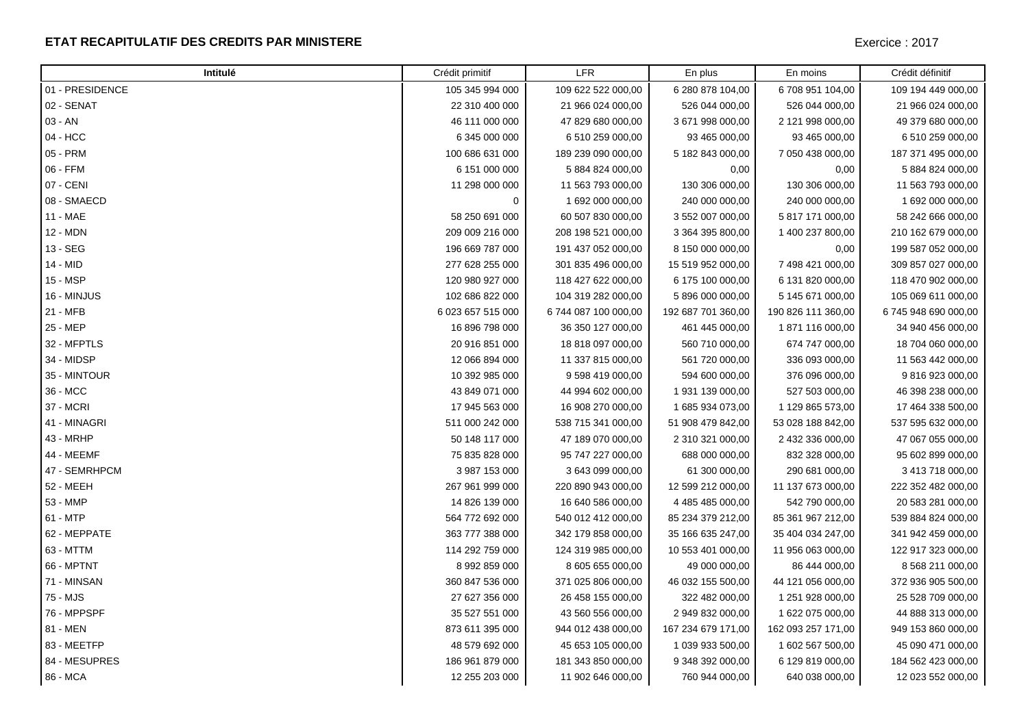**ETAT RECAPITULATIF DES CREDITS PAR MINISTERE**

Exercice : 2017

| Intitulé | Crédit primitif | LFR | En plus | En moins | Crédit définitif |
|---|---|---|---|---|---|
| 01 - PRESIDENCE | 105 345 994 000 | 109 622 522 000,00 | 6 280 878 104,00 | 6 708 951 104,00 | 109 194 449 000,00 |
| 02 - SENAT | 22 310 400 000 | 21 966 024 000,00 | 526 044 000,00 | 526 044 000,00 | 21 966 024 000,00 |
| 03 - AN | 46 111 000 000 | 47 829 680 000,00 | 3 671 998 000,00 | 2 121 998 000,00 | 49 379 680 000,00 |
| 04 - HCC | 6 345 000 000 | 6 510 259 000,00 | 93 465 000,00 | 93 465 000,00 | 6 510 259 000,00 |
| 05 - PRM | 100 686 631 000 | 189 239 090 000,00 | 5 182 843 000,00 | 7 050 438 000,00 | 187 371 495 000,00 |
| 06 - FFM | 6 151 000 000 | 5 884 824 000,00 | 0,00 | 0,00 | 5 884 824 000,00 |
| 07 - CENI | 11 298 000 000 | 11 563 793 000,00 | 130 306 000,00 | 130 306 000,00 | 11 563 793 000,00 |
| 08 - SMAECD | 0 | 1 692 000 000,00 | 240 000 000,00 | 240 000 000,00 | 1 692 000 000,00 |
| 11 - MAE | 58 250 691 000 | 60 507 830 000,00 | 3 552 007 000,00 | 5 817 171 000,00 | 58 242 666 000,00 |
| 12 - MDN | 209 009 216 000 | 208 198 521 000,00 | 3 364 395 800,00 | 1 400 237 800,00 | 210 162 679 000,00 |
| 13 - SEG | 196 669 787 000 | 191 437 052 000,00 | 8 150 000 000,00 | 0,00 | 199 587 052 000,00 |
| 14 - MID | 277 628 255 000 | 301 835 496 000,00 | 15 519 952 000,00 | 7 498 421 000,00 | 309 857 027 000,00 |
| 15 - MSP | 120 980 927 000 | 118 427 622 000,00 | 6 175 100 000,00 | 6 131 820 000,00 | 118 470 902 000,00 |
| 16 - MINJUS | 102 686 822 000 | 104 319 282 000,00 | 5 896 000 000,00 | 5 145 671 000,00 | 105 069 611 000,00 |
| 21 - MFB | 6 023 657 515 000 | 6 744 087 100 000,00 | 192 687 701 360,00 | 190 826 111 360,00 | 6 745 948 690 000,00 |
| 25 - MEP | 16 896 798 000 | 36 350 127 000,00 | 461 445 000,00 | 1 871 116 000,00 | 34 940 456 000,00 |
| 32 - MFPTLS | 20 916 851 000 | 18 818 097 000,00 | 560 710 000,00 | 674 747 000,00 | 18 704 060 000,00 |
| 34 - MIDSP | 12 066 894 000 | 11 337 815 000,00 | 561 720 000,00 | 336 093 000,00 | 11 563 442 000,00 |
| 35 - MINTOUR | 10 392 985 000 | 9 598 419 000,00 | 594 600 000,00 | 376 096 000,00 | 9 816 923 000,00 |
| 36 - MCC | 43 849 071 000 | 44 994 602 000,00 | 1 931 139 000,00 | 527 503 000,00 | 46 398 238 000,00 |
| 37 - MCRI | 17 945 563 000 | 16 908 270 000,00 | 1 685 934 073,00 | 1 129 865 573,00 | 17 464 338 500,00 |
| 41 - MINAGRI | 511 000 242 000 | 538 715 341 000,00 | 51 908 479 842,00 | 53 028 188 842,00 | 537 595 632 000,00 |
| 43 - MRHP | 50 148 117 000 | 47 189 070 000,00 | 2 310 321 000,00 | 2 432 336 000,00 | 47 067 055 000,00 |
| 44 - MEEMF | 75 835 828 000 | 95 747 227 000,00 | 688 000 000,00 | 832 328 000,00 | 95 602 899 000,00 |
| 47 - SEMRHPCM | 3 987 153 000 | 3 643 099 000,00 | 61 300 000,00 | 290 681 000,00 | 3 413 718 000,00 |
| 52 - MEEH | 267 961 999 000 | 220 890 943 000,00 | 12 599 212 000,00 | 11 137 673 000,00 | 222 352 482 000,00 |
| 53 - MMP | 14 826 139 000 | 16 640 586 000,00 | 4 485 485 000,00 | 542 790 000,00 | 20 583 281 000,00 |
| 61 - MTP | 564 772 692 000 | 540 012 412 000,00 | 85 234 379 212,00 | 85 361 967 212,00 | 539 884 824 000,00 |
| 62 - MEPPATE | 363 777 388 000 | 342 179 858 000,00 | 35 166 635 247,00 | 35 404 034 247,00 | 341 942 459 000,00 |
| 63 - MTTM | 114 292 759 000 | 124 319 985 000,00 | 10 553 401 000,00 | 11 956 063 000,00 | 122 917 323 000,00 |
| 66 - MPTNT | 8 992 859 000 | 8 605 655 000,00 | 49 000 000,00 | 86 444 000,00 | 8 568 211 000,00 |
| 71 - MINSAN | 360 847 536 000 | 371 025 806 000,00 | 46 032 155 500,00 | 44 121 056 000,00 | 372 936 905 500,00 |
| 75 - MJS | 27 627 356 000 | 26 458 155 000,00 | 322 482 000,00 | 1 251 928 000,00 | 25 528 709 000,00 |
| 76 - MPPSPF | 35 527 551 000 | 43 560 556 000,00 | 2 949 832 000,00 | 1 622 075 000,00 | 44 888 313 000,00 |
| 81 - MEN | 873 611 395 000 | 944 012 438 000,00 | 167 234 679 171,00 | 162 093 257 171,00 | 949 153 860 000,00 |
| 83 - MEETFP | 48 579 692 000 | 45 653 105 000,00 | 1 039 933 500,00 | 1 602 567 500,00 | 45 090 471 000,00 |
| 84 - MESUPRES | 186 961 879 000 | 181 343 850 000,00 | 9 348 392 000,00 | 6 129 819 000,00 | 184 562 423 000,00 |
| 86 - MCA | 12 255 203 000 | 11 902 646 000,00 | 760 944 000,00 | 640 038 000,00 | 12 023 552 000,00 |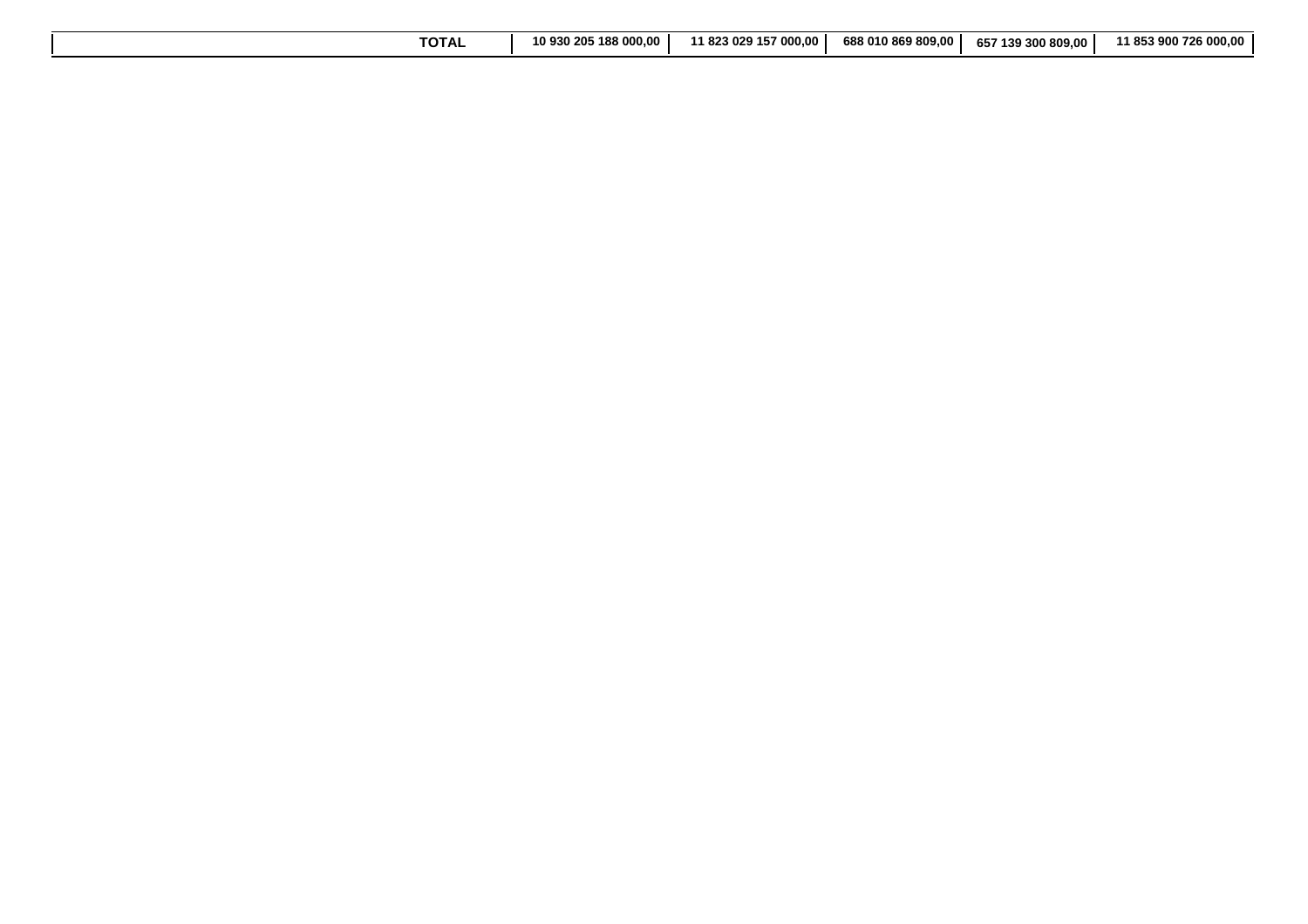| | | | | | |
|---|---|---|---|---|---|
| TOTAL | 10 930 205 188 000,00 | 11 823 029 157 000,00 | 688 010 869 809,00 | 657 139 300 809,00 | 11 853 900 726 000,00 |